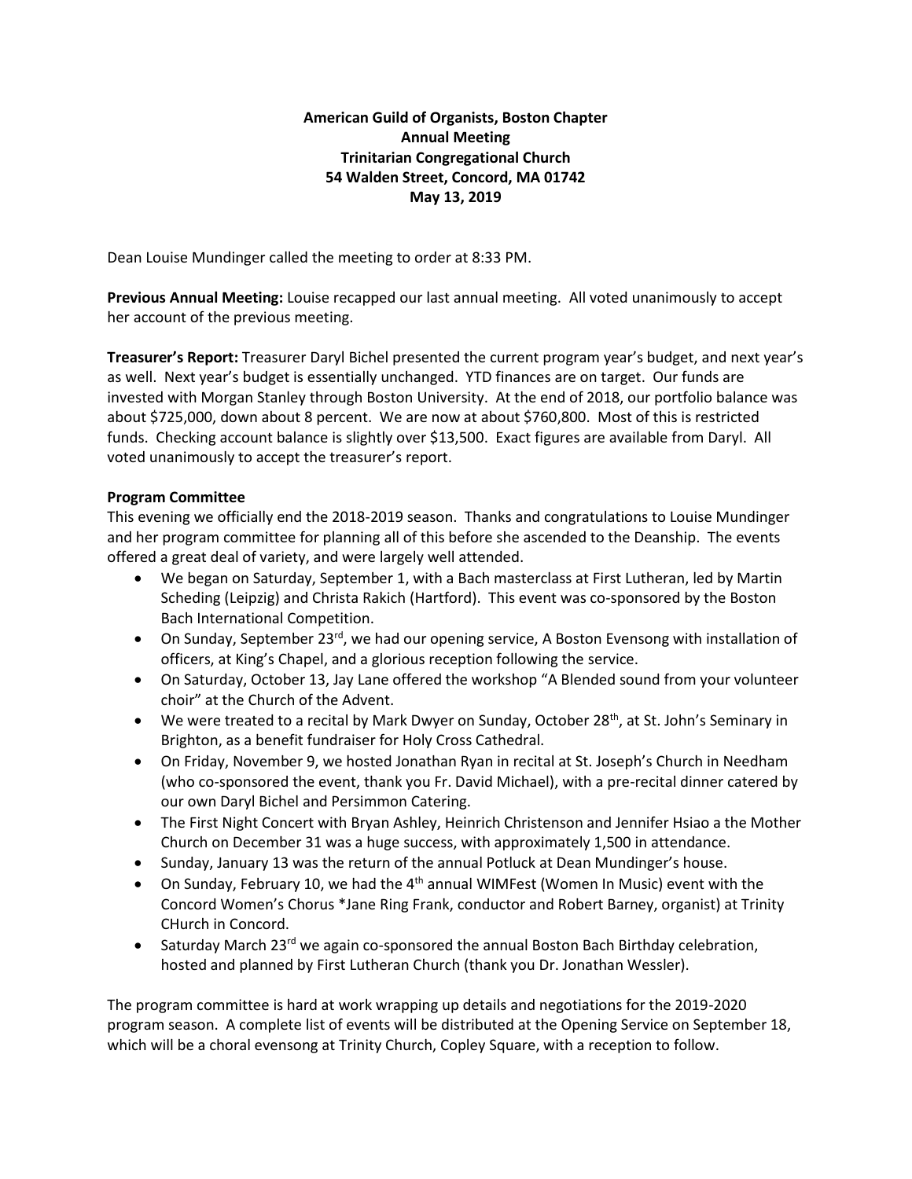**American Guild of Organists, Boston Chapter**
**Annual Meeting**
**Trinitarian Congregational Church**
**54 Walden Street, Concord, MA 01742**
**May 13, 2019**

Dean Louise Mundinger called the meeting to order at 8:33 PM.

**Previous Annual Meeting:** Louise recapped our last annual meeting. All voted unanimously to accept her account of the previous meeting.

**Treasurer's Report:** Treasurer Daryl Bichel presented the current program year's budget, and next year's as well. Next year's budget is essentially unchanged. YTD finances are on target. Our funds are invested with Morgan Stanley through Boston University. At the end of 2018, our portfolio balance was about $725,000, down about 8 percent. We are now at about $760,800. Most of this is restricted funds. Checking account balance is slightly over $13,500. Exact figures are available from Daryl. All voted unanimously to accept the treasurer's report.

**Program Committee**

This evening we officially end the 2018-2019 season. Thanks and congratulations to Louise Mundinger and her program committee for planning all of this before she ascended to the Deanship. The events offered a great deal of variety, and were largely well attended.

- We began on Saturday, September 1, with a Bach masterclass at First Lutheran, led by Martin Scheding (Leipzig) and Christa Rakich (Hartford). This event was co-sponsored by the Boston Bach International Competition.
- On Sunday, September 23rd, we had our opening service, A Boston Evensong with installation of officers, at King's Chapel, and a glorious reception following the service.
- On Saturday, October 13, Jay Lane offered the workshop "A Blended sound from your volunteer choir" at the Church of the Advent.
- We were treated to a recital by Mark Dwyer on Sunday, October 28th, at St. John's Seminary in Brighton, as a benefit fundraiser for Holy Cross Cathedral.
- On Friday, November 9, we hosted Jonathan Ryan in recital at St. Joseph's Church in Needham (who co-sponsored the event, thank you Fr. David Michael), with a pre-recital dinner catered by our own Daryl Bichel and Persimmon Catering.
- The First Night Concert with Bryan Ashley, Heinrich Christenson and Jennifer Hsiao a the Mother Church on December 31 was a huge success, with approximately 1,500 in attendance.
- Sunday, January 13 was the return of the annual Potluck at Dean Mundinger's house.
- On Sunday, February 10, we had the 4th annual WIMFest (Women In Music) event with the Concord Women's Chorus *Jane Ring Frank, conductor and Robert Barney, organist) at Trinity CHurch in Concord.
- Saturday March 23rd we again co-sponsored the annual Boston Bach Birthday celebration, hosted and planned by First Lutheran Church (thank you Dr. Jonathan Wessler).

The program committee is hard at work wrapping up details and negotiations for the 2019-2020 program season. A complete list of events will be distributed at the Opening Service on September 18, which will be a choral evensong at Trinity Church, Copley Square, with a reception to follow.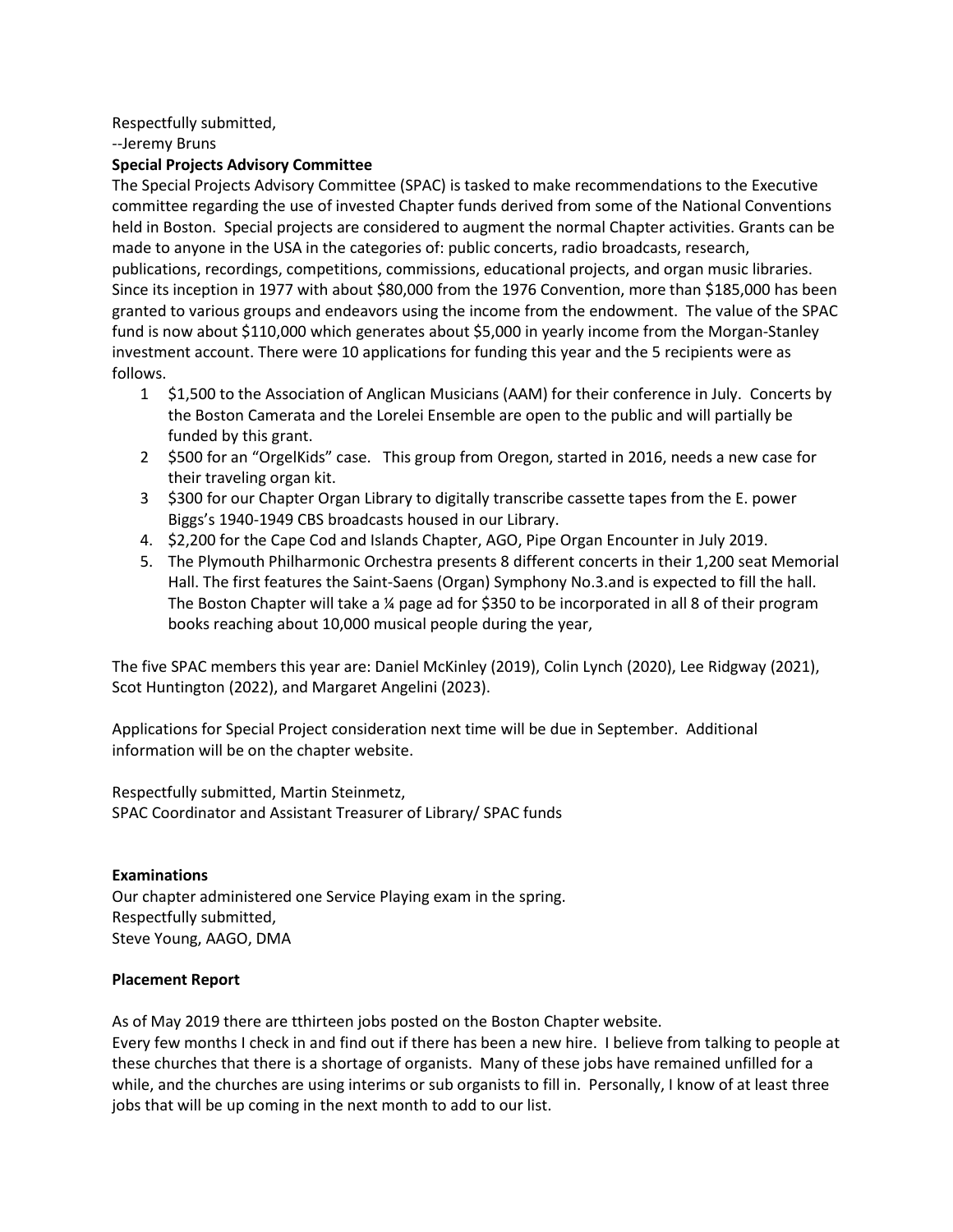Respectfully submitted,
--Jeremy Bruns

**Special Projects Advisory Committee**

The Special Projects Advisory Committee (SPAC) is tasked to make recommendations to the Executive committee regarding the use of invested Chapter funds derived from some of the National Conventions held in Boston. Special projects are considered to augment the normal Chapter activities. Grants can be made to anyone in the USA in the categories of: public concerts, radio broadcasts, research, publications, recordings, competitions, commissions, educational projects, and organ music libraries. Since its inception in 1977 with about $80,000 from the 1976 Convention, more than $185,000 has been granted to various groups and endeavors using the income from the endowment. The value of the SPAC fund is now about $110,000 which generates about $5,000 in yearly income from the Morgan-Stanley investment account. There were 10 applications for funding this year and the 5 recipients were as follows.

1. $1,500 to the Association of Anglican Musicians (AAM) for their conference in July. Concerts by the Boston Camerata and the Lorelei Ensemble are open to the public and will partially be funded by this grant.
2. $500 for an "OrgelKids" case. This group from Oregon, started in 2016, needs a new case for their traveling organ kit.
3. $300 for our Chapter Organ Library to digitally transcribe cassette tapes from the E. power Biggs's 1940-1949 CBS broadcasts housed in our Library.
4. $2,200 for the Cape Cod and Islands Chapter, AGO, Pipe Organ Encounter in July 2019.
5. The Plymouth Philharmonic Orchestra presents 8 different concerts in their 1,200 seat Memorial Hall. The first features the Saint-Saens (Organ) Symphony No.3.and is expected to fill the hall. The Boston Chapter will take a ¼ page ad for $350 to be incorporated in all 8 of their program books reaching about 10,000 musical people during the year,

The five SPAC members this year are: Daniel McKinley (2019), Colin Lynch (2020), Lee Ridgway (2021), Scot Huntington (2022), and Margaret Angelini (2023).

Applications for Special Project consideration next time will be due in September. Additional information will be on the chapter website.

Respectfully submitted, Martin Steinmetz,
SPAC Coordinator and Assistant Treasurer of Library/ SPAC funds

**Examinations**

Our chapter administered one Service Playing exam in the spring.
Respectfully submitted,
Steve Young, AAGO, DMA

**Placement Report**

As of May 2019 there are tthirteen jobs posted on the Boston Chapter website.
Every few months I check in and find out if there has been a new hire. I believe from talking to people at these churches that there is a shortage of organists. Many of these jobs have remained unfilled for a while, and the churches are using interims or sub organists to fill in. Personally, I know of at least three jobs that will be up coming in the next month to add to our list.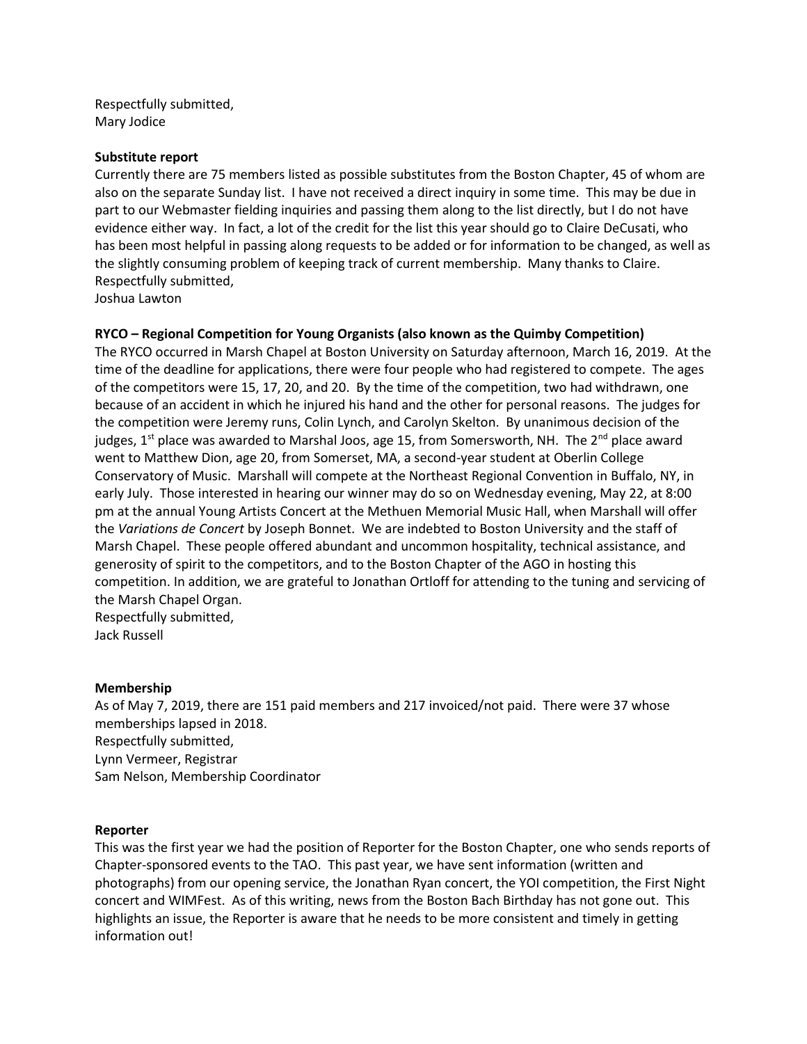Respectfully submitted,
Mary Jodice

**Substitute report**
Currently there are 75 members listed as possible substitutes from the Boston Chapter, 45 of whom are also on the separate Sunday list. I have not received a direct inquiry in some time. This may be due in part to our Webmaster fielding inquiries and passing them along to the list directly, but I do not have evidence either way. In fact, a lot of the credit for the list this year should go to Claire DeCusati, who has been most helpful in passing along requests to be added or for information to be changed, as well as the slightly consuming problem of keeping track of current membership. Many thanks to Claire.
Respectfully submitted,
Joshua Lawton

**RYCO – Regional Competition for Young Organists (also known as the Quimby Competition)**
The RYCO occurred in Marsh Chapel at Boston University on Saturday afternoon, March 16, 2019. At the time of the deadline for applications, there were four people who had registered to compete. The ages of the competitors were 15, 17, 20, and 20. By the time of the competition, two had withdrawn, one because of an accident in which he injured his hand and the other for personal reasons. The judges for the competition were Jeremy runs, Colin Lynch, and Carolyn Skelton. By unanimous decision of the judges, 1st place was awarded to Marshal Joos, age 15, from Somersworth, NH. The 2nd place award went to Matthew Dion, age 20, from Somerset, MA, a second-year student at Oberlin College Conservatory of Music. Marshall will compete at the Northeast Regional Convention in Buffalo, NY, in early July. Those interested in hearing our winner may do so on Wednesday evening, May 22, at 8:00 pm at the annual Young Artists Concert at the Methuen Memorial Music Hall, when Marshall will offer the *Variations de Concert* by Joseph Bonnet. We are indebted to Boston University and the staff of Marsh Chapel. These people offered abundant and uncommon hospitality, technical assistance, and generosity of spirit to the competitors, and to the Boston Chapter of the AGO in hosting this competition. In addition, we are grateful to Jonathan Ortloff for attending to the tuning and servicing of the Marsh Chapel Organ.
Respectfully submitted,
Jack Russell

**Membership**
As of May 7, 2019, there are 151 paid members and 217 invoiced/not paid. There were 37 whose memberships lapsed in 2018.
Respectfully submitted,
Lynn Vermeer, Registrar
Sam Nelson, Membership Coordinator

**Reporter**
This was the first year we had the position of Reporter for the Boston Chapter, one who sends reports of Chapter-sponsored events to the TAO. This past year, we have sent information (written and photographs) from our opening service, the Jonathan Ryan concert, the YOI competition, the First Night concert and WIMFest. As of this writing, news from the Boston Bach Birthday has not gone out. This highlights an issue, the Reporter is aware that he needs to be more consistent and timely in getting information out!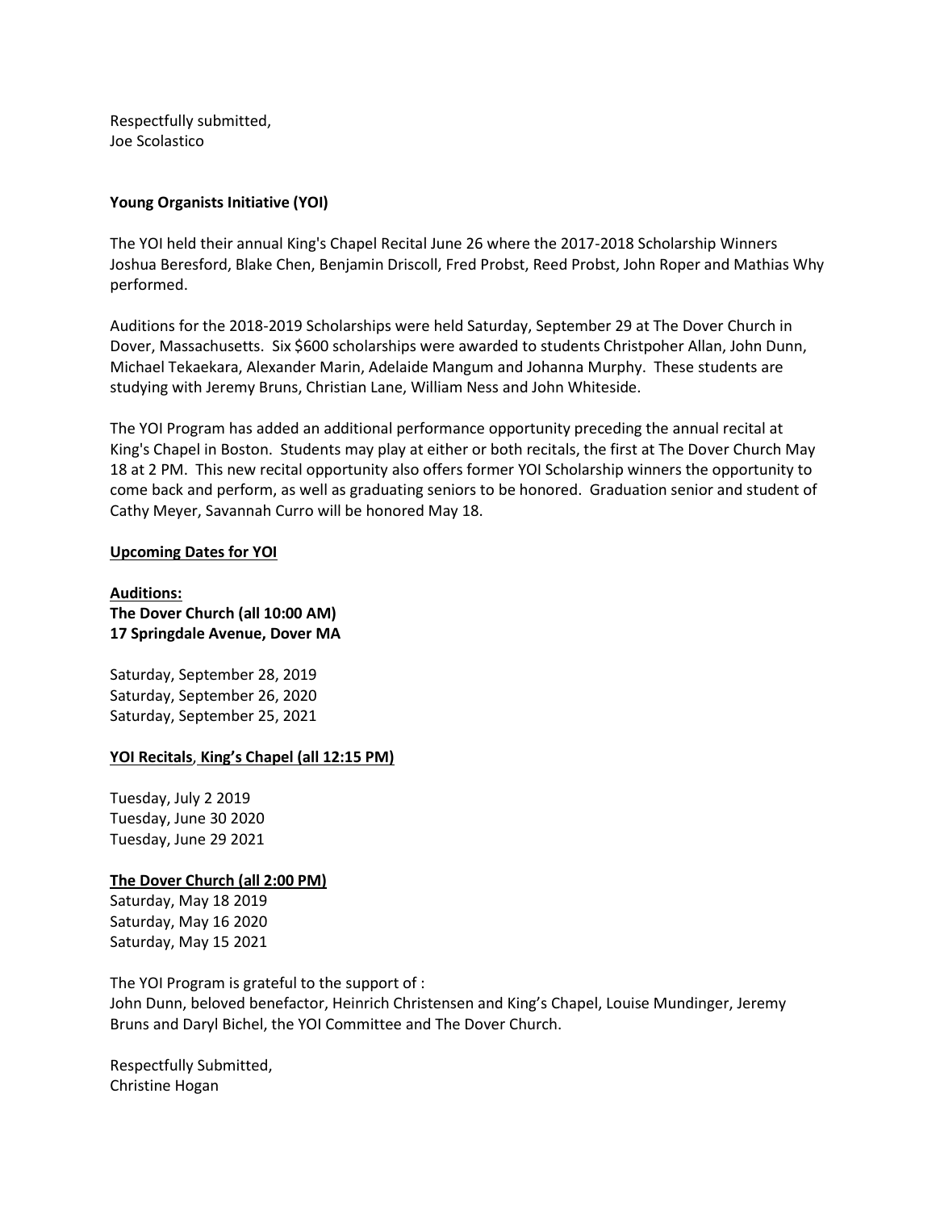Respectfully submitted,
Joe Scolastico

**Young Organists Initiative (YOI)**

The YOI held their annual King's Chapel Recital June 26 where the 2017-2018 Scholarship Winners Joshua Beresford, Blake Chen, Benjamin Driscoll, Fred Probst, Reed Probst, John Roper and Mathias Why performed.

Auditions for the 2018-2019 Scholarships were held Saturday, September 29 at The Dover Church in Dover, Massachusetts. Six $600 scholarships were awarded to students Christpoher Allan, John Dunn, Michael Tekaekara, Alexander Marin, Adelaide Mangum and Johanna Murphy. These students are studying with Jeremy Bruns, Christian Lane, William Ness and John Whiteside.

The YOI Program has added an additional performance opportunity preceding the annual recital at King's Chapel in Boston. Students may play at either or both recitals, the first at The Dover Church May 18 at 2 PM. This new recital opportunity also offers former YOI Scholarship winners the opportunity to come back and perform, as well as graduating seniors to be honored. Graduation senior and student of Cathy Meyer, Savannah Curro will be honored May 18.

**Upcoming Dates for YOI**

**Auditions:**
**The Dover Church (all 10:00 AM)**
**17 Springdale Avenue, Dover MA**

Saturday, September 28, 2019
Saturday, September 26, 2020
Saturday, September 25, 2021

**YOI Recitals, King's Chapel (all 12:15 PM)**

Tuesday, July 2 2019
Tuesday, June 30 2020
Tuesday, June 29 2021

**The Dover Church (all 2:00 PM)**
Saturday, May 18 2019
Saturday, May 16 2020
Saturday, May 15 2021

The YOI Program is grateful to the support of :
John Dunn, beloved benefactor, Heinrich Christensen and King's Chapel, Louise Mundinger, Jeremy Bruns and Daryl Bichel, the YOI Committee and The Dover Church.

Respectfully Submitted,
Christine Hogan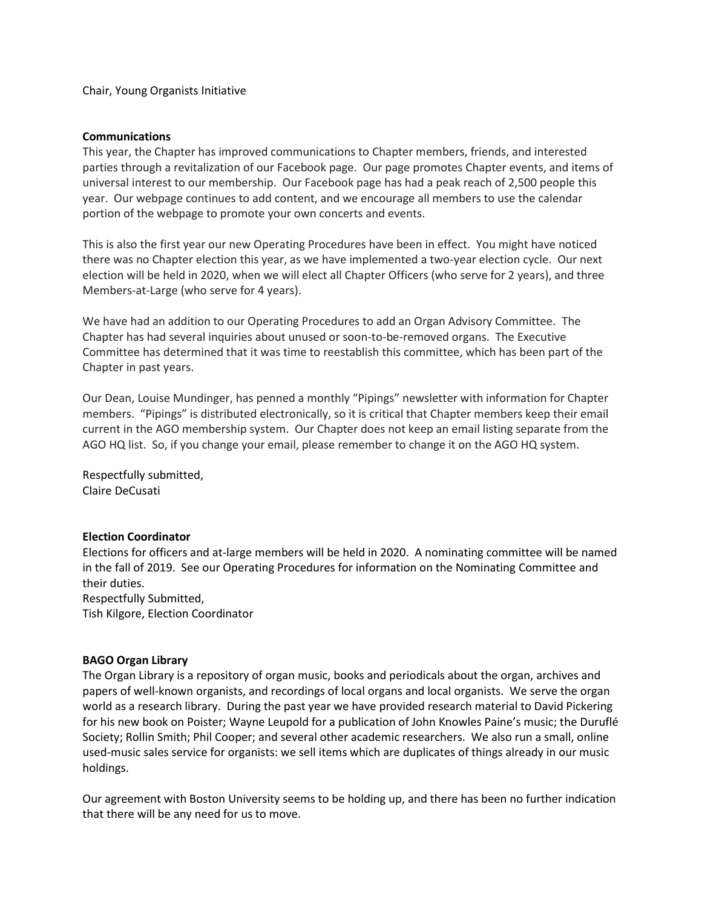Chair, Young Organists Initiative

**Communications**

This year, the Chapter has improved communications to Chapter members, friends, and interested parties through a revitalization of our Facebook page. Our page promotes Chapter events, and items of universal interest to our membership. Our Facebook page has had a peak reach of 2,500 people this year. Our webpage continues to add content, and we encourage all members to use the calendar portion of the webpage to promote your own concerts and events.

This is also the first year our new Operating Procedures have been in effect. You might have noticed there was no Chapter election this year, as we have implemented a two-year election cycle. Our next election will be held in 2020, when we will elect all Chapter Officers (who serve for 2 years), and three Members-at-Large (who serve for 4 years).

We have had an addition to our Operating Procedures to add an Organ Advisory Committee. The Chapter has had several inquiries about unused or soon-to-be-removed organs. The Executive Committee has determined that it was time to reestablish this committee, which has been part of the Chapter in past years.

Our Dean, Louise Mundinger, has penned a monthly "Pipings" newsletter with information for Chapter members. "Pipings" is distributed electronically, so it is critical that Chapter members keep their email current in the AGO membership system. Our Chapter does not keep an email listing separate from the AGO HQ list. So, if you change your email, please remember to change it on the AGO HQ system.

Respectfully submitted,
Claire DeCusati

**Election Coordinator**

Elections for officers and at-large members will be held in 2020. A nominating committee will be named in the fall of 2019. See our Operating Procedures for information on the Nominating Committee and their duties.
Respectfully Submitted,
Tish Kilgore, Election Coordinator

**BAGO Organ Library**

The Organ Library is a repository of organ music, books and periodicals about the organ, archives and papers of well-known organists, and recordings of local organs and local organists. We serve the organ world as a research library. During the past year we have provided research material to David Pickering for his new book on Poister; Wayne Leupold for a publication of John Knowles Paine's music; the Duruflé Society; Rollin Smith; Phil Cooper; and several other academic researchers. We also run a small, online used-music sales service for organists: we sell items which are duplicates of things already in our music holdings.

Our agreement with Boston University seems to be holding up, and there has been no further indication that there will be any need for us to move.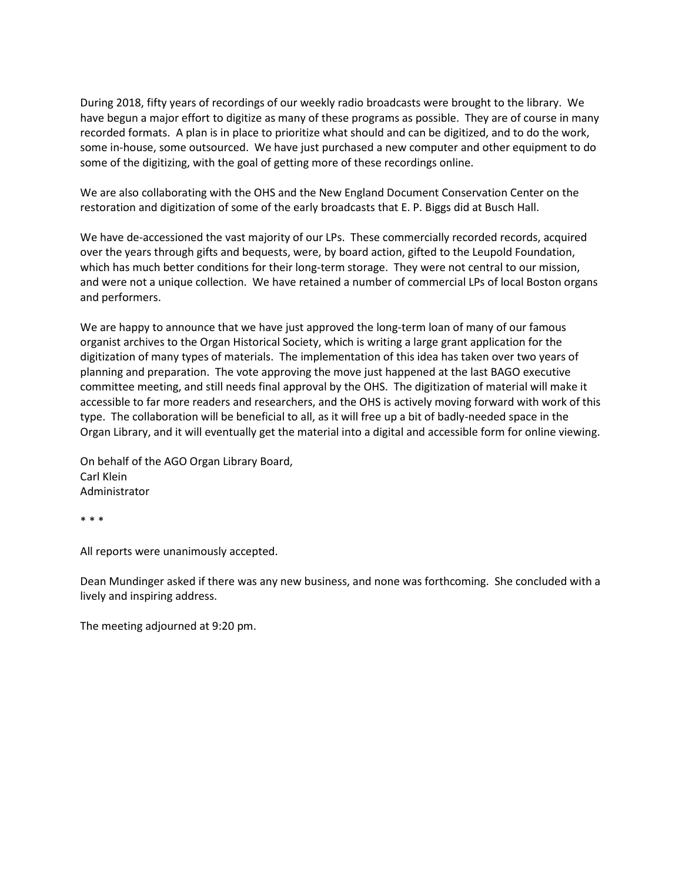During 2018, fifty years of recordings of our weekly radio broadcasts were brought to the library. We have begun a major effort to digitize as many of these programs as possible. They are of course in many recorded formats. A plan is in place to prioritize what should and can be digitized, and to do the work, some in-house, some outsourced. We have just purchased a new computer and other equipment to do some of the digitizing, with the goal of getting more of these recordings online.

We are also collaborating with the OHS and the New England Document Conservation Center on the restoration and digitization of some of the early broadcasts that E. P. Biggs did at Busch Hall.

We have de-accessioned the vast majority of our LPs. These commercially recorded records, acquired over the years through gifts and bequests, were, by board action, gifted to the Leupold Foundation, which has much better conditions for their long-term storage. They were not central to our mission, and were not a unique collection. We have retained a number of commercial LPs of local Boston organs and performers.

We are happy to announce that we have just approved the long-term loan of many of our famous organist archives to the Organ Historical Society, which is writing a large grant application for the digitization of many types of materials. The implementation of this idea has taken over two years of planning and preparation. The vote approving the move just happened at the last BAGO executive committee meeting, and still needs final approval by the OHS. The digitization of material will make it accessible to far more readers and researchers, and the OHS is actively moving forward with work of this type. The collaboration will be beneficial to all, as it will free up a bit of badly-needed space in the Organ Library, and it will eventually get the material into a digital and accessible form for online viewing.

On behalf of the AGO Organ Library Board,  
Carl Klein  
Administrator

* * *

All reports were unanimously accepted.

Dean Mundinger asked if there was any new business, and none was forthcoming. She concluded with a lively and inspiring address.

The meeting adjourned at 9:20 pm.